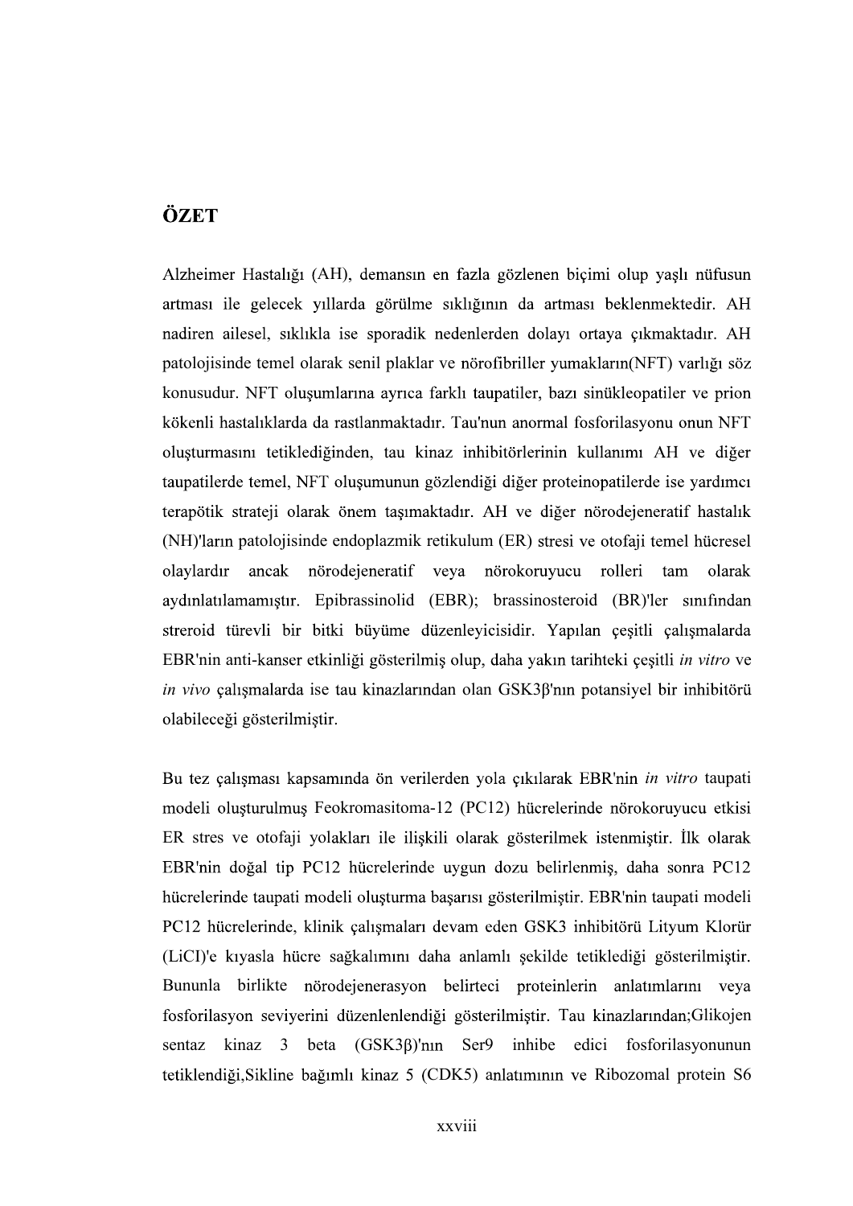# ÖZET

Alzheimer Hastalığı (AH), demansın en fazla gözlenen biçimi olup yaşlı nüfusun artması ile gelecek yıllarda görülme sıklığının da artması beklenmektedir. AH nadiren ailesel, sıklıkla ise sporadik nedenlerden dolayı ortaya çıkmaktadır. AH patolojisinde temel olarak senil plaklar ve nörofibriller yumakların(NFT) varlığı söz konusudur. NFT oluşumlarına ayrıca farklı taupatiler, bazı sinükleopatiler ve prion kökenli hastalıklarda da rastlanmaktadır. Tau'nun anormal fosforilasyonu onun NFT oluşturmasını tetiklediğinden, tau kinaz inhibitörlerinin kullanımı AH ve diğer taupatilerde temel, NFT oluşumunun gözlendiği diğer proteinopatilerde ise yardımcı terapötik strateji olarak önem taşımaktadır. AH ve diğer nörodejeneratif hastalık (NH)'ların patolojisinde endoplazmik retikulum (ER) stresi ve otofaji temel hücresel olaylardır ancak nörodejeneratif veya nörokoruyucu rolleri tam olarak aydınlatılamamıştır. Epibrassinolid (EBR); brassinosteroid (BR)'ler sınıfından streroid türevli bir bitki büyüme düzenleyicisidir. Yapılan çeşitli çalışmalarda EBR'nin anti-kanser etkinliği gösterilmiş olup, daha yakın tarihteki çeşitli *in vitro* ve *in vivo* çalışmalarda ise tau kinazlarından olan GSK3β'nın potansiyel bir inhibitörü olabileceği gösterilmiştir.

Bu tez çalışması kapsamında ön verilerden yola çıkılarak EBR'nin *in vitro* taupati modeli oluşturulmuş Feokromasitoma-12 (PC12) hücrelerinde nörokoruyucu etkisi ER stres ve otofaji yolakları ile ilişkili olarak gösterilmek istenmiştir. İlk olarak EBR'nin doğal tip PC12 hücrelerinde uygun dozu belirlenmiş, daha sonra PC12 hücrelerinde taupati modeli oluşturma başarısı gösterilmiştir. EBR'nin taupati modeli PC12 hücrelerinde, klinik çalışmaları devam eden GSK3 inhibitörü Lityum Klorür (LiCl)'e kıyasla hücre sağkalımını daha anlamlı şekilde tetiklediği gösterilmiştir. Bununla birlikte nörodejenerasyon belirteci proteinlerin anlatımlarını veya fosforilasyon seviyerini düzenlenlendiği gösterilmiştir. Tau kinazlarından;Glikojen sentaz kinaz 3 beta (GSK3β)'nın Ser9 inhibe edici fosforilasyonunun tetiklendiği,Sikline bağımlı kinaz 5 (CDK5) anlatımının ve Ribozomal protein S6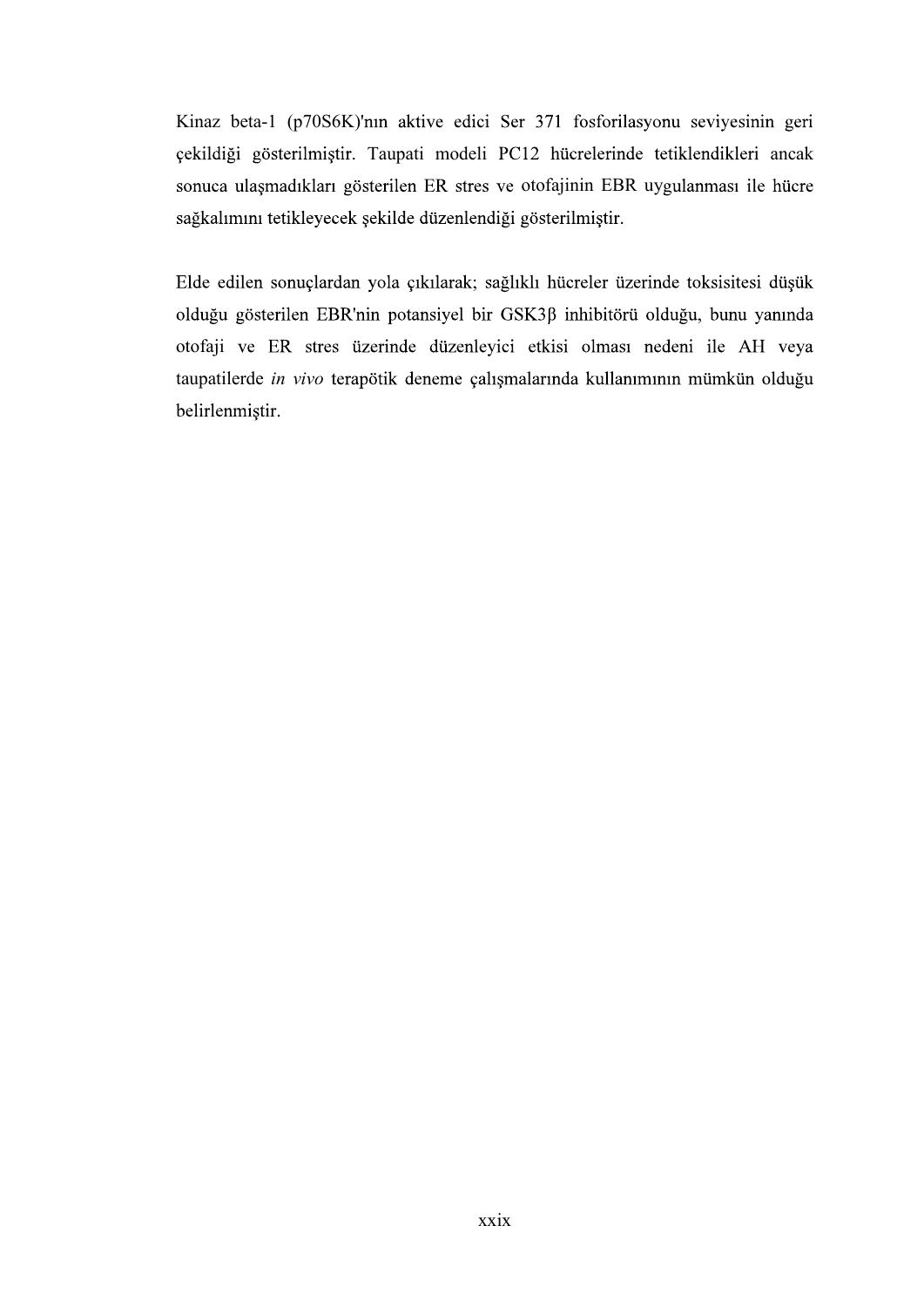Kinaz beta-1 (p70S6K)'nın aktive edici Ser 371 fosforilasyonu seviyesinin geri çekildiği gösterilmiştir. Taupati modeli PC12 hücrelerinde tetiklendikleri ancak sonuca ulaşmadıkları gösterilen ER stres ve otofajinin EBR uygulanması ile hücre sağkalımını tetikleyecek şekilde düzenlendiği gösterilmiştir.

Elde edilen sonuçlardan yola çıkılarak; sağlıklı hücreler üzerinde toksisitesi düşük olduğu gösterilen EBR'nin potansiyel bir GSK3β inhibitörü olduğu, bunu yanında otofaji ve ER stres üzerinde düzenleyici etkisi olması nedeni ile AH veya taupatilerde *in vivo* terapötik deneme çalışmalarında kullanımının mümkün olduğu belirlenmiştir.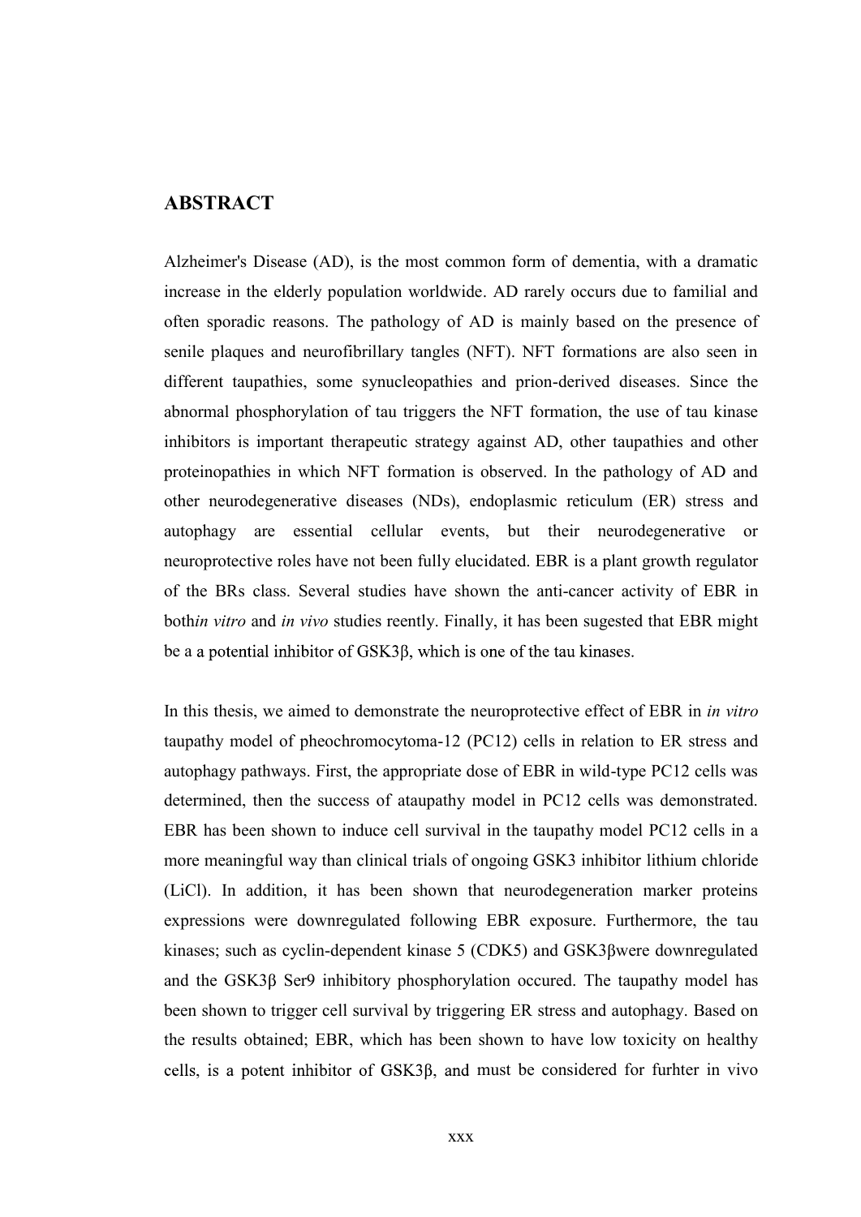## ABSTRACT

Alzheimer's Disease (AD), is the most common form of dementia, with a dramatic increase in the elderly population worldwide. AD rarely occurs due to familial and often sporadic reasons. The pathology of AD is mainly based on the presence of senile plaques and neurofibrillary tangles (NFT). NFT formations are also seen in different taupathies, some synucleopathies and prion-derived diseases. Since the abnormal phosphorylation of tau triggers the NFT formation, the use of tau kinase inhibitors is important therapeutic strategy against AD, other taupathies and other proteinopathies in which NFT formation is observed. In the pathology of AD and other neurodegenerative diseases (NDs), endoplasmic reticulum (ER) stress and autophagy are essential cellular events, but their neurodegenerative or neuroprotective roles have not been fully elucidated. EBR is a plant growth regulator of the BRs class. Several studies have shown the anti-cancer activity of EBR in both*in vitro* and *in vivo* studies reently. Finally, it has been sugested that EBR might be a a potential inhibitor of GSK3β, which is one of the tau kinases.

In this thesis, we aimed to demonstrate the neuroprotective effect of EBR in *in vitro* taupathy model of pheochromocytoma-12 (PC12) cells in relation to ER stress and autophagy pathways. First, the appropriate dose of EBR in wild-type PC12 cells was determined, then the success of ataupathy model in PC12 cells was demonstrated. EBR has been shown to induce cell survival in the taupathy model PC12 cells in a more meaningful way than clinical trials of ongoing GSK3 inhibitor lithium chloride (LiCl). In addition, it has been shown that neurodegeneration marker proteins expressions were downregulated following EBR exposure. Furthermore, the tau kinases; such as cyclin-dependent kinase 5 (CDK5) and GSK3βwere downregulated and the GSK3β Ser9 inhibitory phosphorylation occured. The taupathy model has been shown to trigger cell survival by triggering ER stress and autophagy. Based on the results obtained; EBR, which has been shown to have low toxicity on healthy cells, is a potent inhibitor of GSK3β, and must be considered for furhter in vivo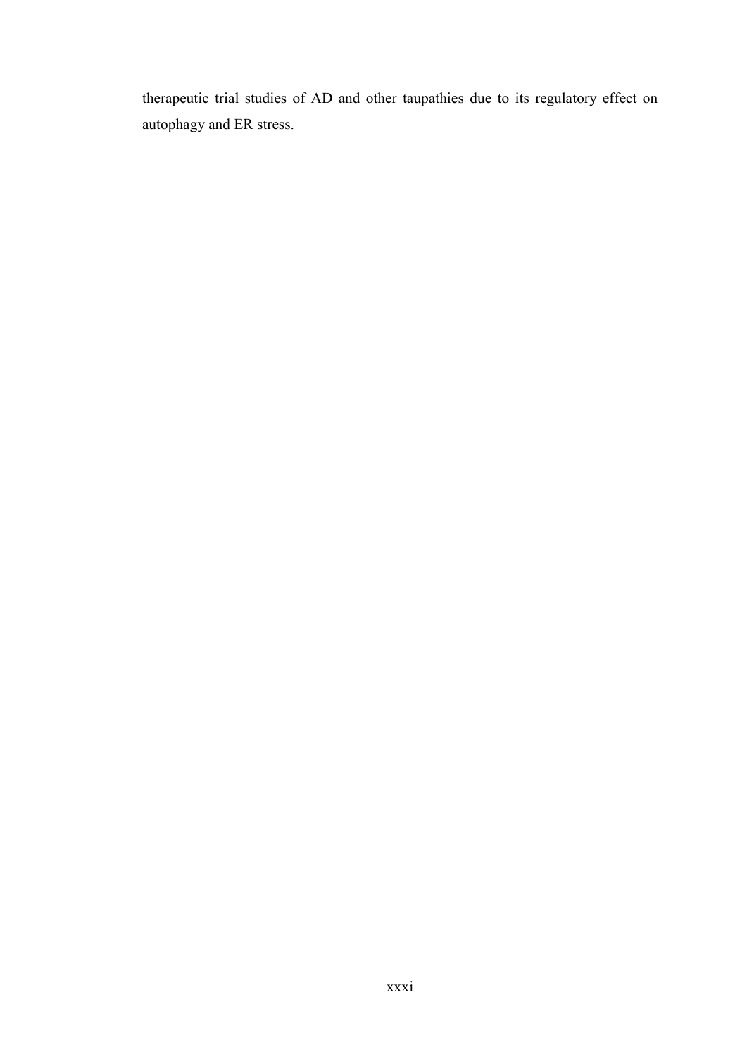therapeutic trial studies of AD and other taupathies due to its regulatory effect on autophagy and ER stress.